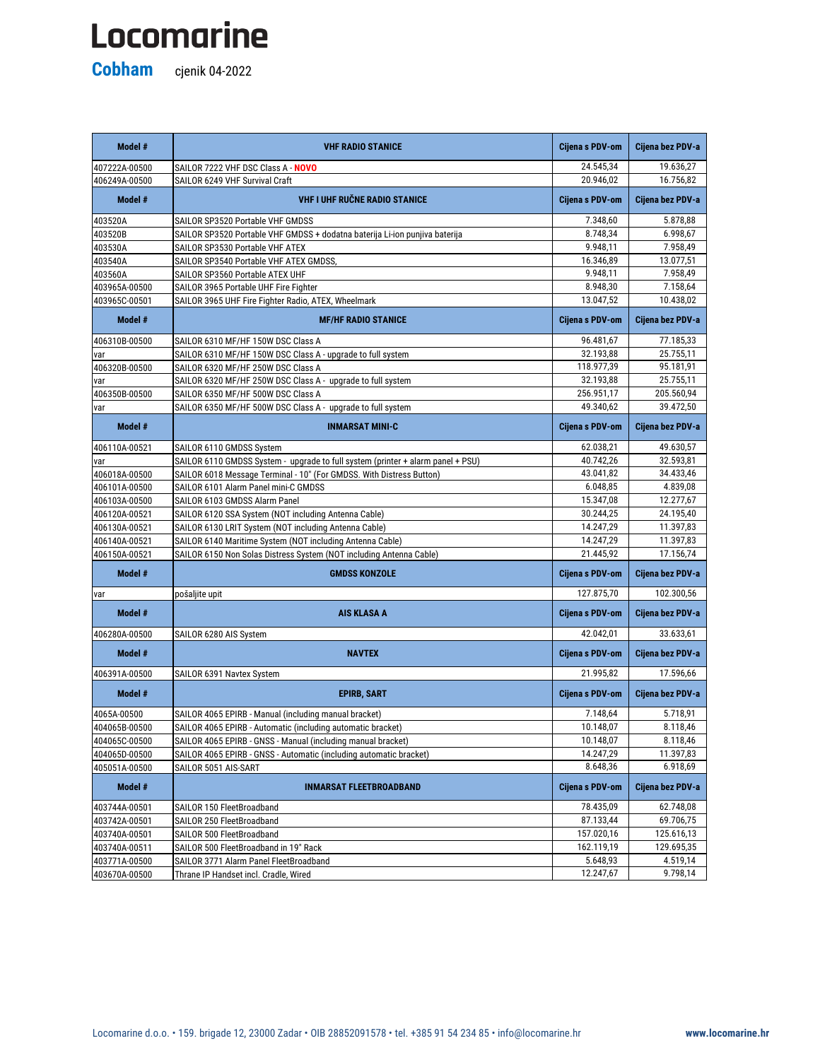# Locomarine

**Cobham** cjenik 04-2022

| Model # | VHF RADIO STANICE | Cijena s PDV-om | Cijena bez PDV-a |
|---|---|---|---|
| 407222A-00500 | SAILOR 7222 VHF DSC Class A - **NOVO** | 24.545,34 | 19.636,27 |
| 406249A-00500 | SAILOR 6249 VHF Survival Craft | 20.946,02 | 16.756,82 |
| **Model #** | **VHF I UHF RUČNE RADIO STANICE** | **Cijena s PDV-om** | **Cijena bez PDV-a** |
| 403520A | SAILOR SP3520 Portable VHF GMDSS | 7.348,60 | 5.878,88 |
| 403520B | SAILOR SP3520 Portable VHF GMDSS + dodatna baterija Li-ion punjiva baterija | 8.748,34 | 6.998,67 |
| 403530A | SAILOR SP3530 Portable VHF ATEX | 9.948,11 | 7.958,49 |
| 403540A | SAILOR SP3540 Portable VHF ATEX GMDSS, | 16.346,89 | 13.077,51 |
| 403560A | SAILOR SP3560 Portable ATEX UHF | 9.948,11 | 7.958,49 |
| 403965A-00500 | SAILOR 3965 Portable UHF Fire Fighter | 8.948,30 | 7.158,64 |
| 403965C-00501 | SAILOR 3965 UHF Fire Fighter Radio, ATEX, Wheelmark | 13.047,52 | 10.438,02 |
| **Model #** | **MF/HF RADIO STANICE** | **Cijena s PDV-om** | **Cijena bez PDV-a** |
| 406310B-00500 | SAILOR 6310 MF/HF 150W DSC Class A | 96.481,67 | 77.185,33 |
| var | SAILOR 6310 MF/HF 150W DSC Class A - upgrade to full system | 32.193,88 | 25.755,11 |
| 406320B-00500 | SAILOR 6320 MF/HF 250W DSC Class A | 118.977,39 | 95.181,91 |
| var | SAILOR 6320 MF/HF 250W DSC Class A - upgrade to full system | 32.193,88 | 25.755,11 |
| 406350B-00500 | SAILOR 6350 MF/HF 500W DSC Class A | 256.951,17 | 205.560,94 |
| var | SAILOR 6350 MF/HF 500W DSC Class A - upgrade to full system | 49.340,62 | 39.472,50 |
| **Model #** | **INMARSAT MINI-C** | **Cijena s PDV-om** | **Cijena bez PDV-a** |
| 406110A-00521 | SAILOR 6110 GMDSS System | 62.038,21 | 49.630,57 |
| var | SAILOR 6110 GMDSS System - upgrade to full system (printer + alarm panel + PSU) | 40.742,26 | 32.593,81 |
| 406018A-00500 | SAILOR 6018 Message Terminal - 10" (For GMDSS. With Distress Button) | 43.041,82 | 34.433,46 |
| 406101A-00500 | SAILOR 6101 Alarm Panel mini-C GMDSS | 6.048,85 | 4.839,08 |
| 406103A-00500 | SAILOR 6103 GMDSS Alarm Panel | 15.347,08 | 12.277,67 |
| 406120A-00521 | SAILOR 6120 SSA System (NOT including Antenna Cable) | 30.244,25 | 24.195,40 |
| 406130A-00521 | SAILOR 6130 LRIT System (NOT including Antenna Cable) | 14.247,29 | 11.397,83 |
| 406140A-00521 | SAILOR 6140 Maritime System (NOT including Antenna Cable) | 14.247,29 | 11.397,83 |
| 406150A-00521 | SAILOR 6150 Non Solas Distress System (NOT including Antenna Cable) | 21.445,92 | 17.156,74 |
| **Model #** | **GMDSS KONZOLE** | **Cijena s PDV-om** | **Cijena bez PDV-a** |
| var | pošaljite upit | 127.875,70 | 102.300,56 |
| **Model #** | **AIS KLASA A** | **Cijena s PDV-om** | **Cijena bez PDV-a** |
| 406280A-00500 | SAILOR 6280 AIS System | 42.042,01 | 33.633,61 |
| **Model #** | **NAVTEX** | **Cijena s PDV-om** | **Cijena bez PDV-a** |
| 406391A-00500 | SAILOR 6391 Navtex System | 21.995,82 | 17.596,66 |
| **Model #** | **EPIRB, SART** | **Cijena s PDV-om** | **Cijena bez PDV-a** |
| 4065A-00500 | SAILOR 4065 EPIRB - Manual (including manual bracket) | 7.148,64 | 5.718,91 |
| 404065B-00500 | SAILOR 4065 EPIRB - Automatic (including automatic bracket) | 10.148,07 | 8.118,46 |
| 404065C-00500 | SAILOR 4065 EPIRB - GNSS - Manual (including manual bracket) | 10.148,07 | 8.118,46 |
| 404065D-00500 | SAILOR 4065 EPIRB - GNSS - Automatic (including automatic bracket) | 14.247,29 | 11.397,83 |
| 405051A-00500 | SAILOR 5051 AIS-SART | 8.648,36 | 6.918,69 |
| **Model #** | **INMARSAT FLEETBROADBAND** | **Cijena s PDV-om** | **Cijena bez PDV-a** |
| 403744A-00501 | SAILOR 150 FleetBroadband | 78.435,09 | 62.748,08 |
| 403742A-00501 | SAILOR 250 FleetBroadband | 87.133,44 | 69.706,75 |
| 403740A-00501 | SAILOR 500 FleetBroadband | 157.020,16 | 125.616,13 |
| 403740A-00511 | SAILOR 500 FleetBroadband in 19" Rack | 162.119,19 | 129.695,35 |
| 403771A-00500 | SAILOR 3771 Alarm Panel FleetBroadband | 5.648,93 | 4.519,14 |
| 403670A-00500 | Thrane IP Handset incl. Cradle, Wired | 12.247,67 | 9.798,14 |

Locomarine d.o.o. • 159. brigade 12, 23000 Zadar • OIB 28852091578 • tel. +385 91 54 234 85 • info@locomarine.hr **www.locomarine.hr**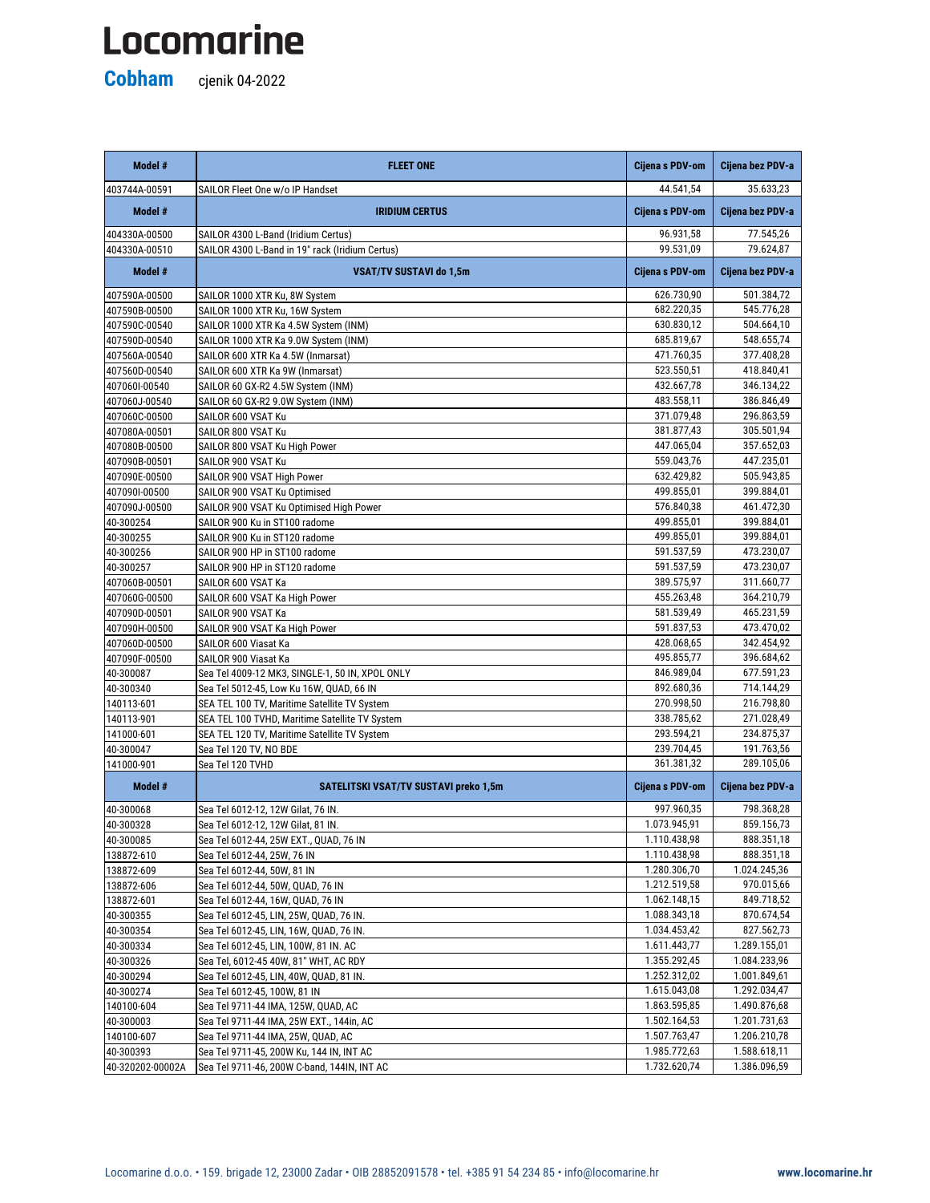# Locomarine

**Cobham** cjenik 04-2022

| Model # | FLEET ONE | Cijena s PDV-om | Cijena bez PDV-a |
|---|---|---|---|
| 403744A-00591 | SAILOR Fleet One w/o IP Handset | 44.541,54 | 35.633,23 |
| **Model #** | **IRIDIUM CERTUS** | **Cijena s PDV-om** | **Cijena bez PDV-a** |
| 404330A-00500 | SAILOR 4300 L-Band (Iridium Certus) | 96.931,58 | 77.545,26 |
| 404330A-00510 | SAILOR 4300 L-Band in 19" rack (Iridium Certus) | 99.531,09 | 79.624,87 |
| **Model #** | **VSAT/TV SUSTAVI do 1,5m** | **Cijena s PDV-om** | **Cijena bez PDV-a** |
| 407590A-00500 | SAILOR 1000 XTR Ku, 8W System | 626.730,90 | 501.384,72 |
| 407590B-00500 | SAILOR 1000 XTR Ku, 16W System | 682.220,35 | 545.776,28 |
| 407590C-00540 | SAILOR 1000 XTR Ka 4.5W System (INM) | 630.830,12 | 504.664,10 |
| 407590D-00540 | SAILOR 1000 XTR Ka 9.0W System (INM) | 685.819,67 | 548.655,74 |
| 407560A-00540 | SAILOR 600 XTR Ka 4.5W (Inmarsat) | 471.760,35 | 377.408,28 |
| 407560D-00540 | SAILOR 600 XTR Ka 9W (Inmarsat) | 523.550,51 | 418.840,41 |
| 407060I-00540 | SAILOR 60 GX-R2 4.5W System (INM) | 432.667,78 | 346.134,22 |
| 407060J-00540 | SAILOR 60 GX-R2 9.0W System (INM) | 483.558,11 | 386.846,49 |
| 407060C-00500 | SAILOR 600 VSAT Ku | 371.079,48 | 296.863,59 |
| 407080A-00501 | SAILOR 800 VSAT Ku | 381.877,43 | 305.501,94 |
| 407080B-00500 | SAILOR 800 VSAT Ku High Power | 447.065,04 | 357.652,03 |
| 407090B-00501 | SAILOR 900 VSAT Ku | 559.043,76 | 447.235,01 |
| 407090E-00500 | SAILOR 900 VSAT High Power | 632.429,82 | 505.943,85 |
| 407090I-00500 | SAILOR 900 VSAT Ku Optimised | 499.855,01 | 399.884,01 |
| 407090J-00500 | SAILOR 900 VSAT Ku Optimised High Power | 576.840,38 | 461.472,30 |
| 40-300254 | SAILOR 900 Ku in ST100 radome | 499.855,01 | 399.884,01 |
| 40-300255 | SAILOR 900 Ku in ST120 radome | 499.855,01 | 399.884,01 |
| 40-300256 | SAILOR 900 HP in ST100 radome | 591.537,59 | 473.230,07 |
| 40-300257 | SAILOR 900 HP in ST120 radome | 591.537,59 | 473.230,07 |
| 407060B-00501 | SAILOR 600 VSAT Ka | 389.575,97 | 311.660,77 |
| 407060G-00500 | SAILOR 600 VSAT Ka High Power | 455.263,48 | 364.210,79 |
| 407090D-00501 | SAILOR 900 VSAT Ka | 581.539,49 | 465.231,59 |
| 407090H-00500 | SAILOR 900 VSAT Ka High Power | 591.837,53 | 473.470,02 |
| 407060D-00500 | SAILOR 600 Viasat Ka | 428.068,65 | 342.454,92 |
| 407090F-00500 | SAILOR 900 Viasat Ka | 495.855,77 | 396.684,62 |
| 40-300087 | Sea Tel 4009-12 MK3, SINGLE-1, 50 IN, XPOL ONLY | 846.989,04 | 677.591,23 |
| 40-300340 | Sea Tel 5012-45, Low Ku 16W, QUAD, 66 IN | 892.680,36 | 714.144,29 |
| 140113-601 | SEA TEL 100 TV, Maritime Satellite TV System | 270.998,50 | 216.798,80 |
| 140113-901 | SEA TEL 100 TVHD, Maritime Satellite TV System | 338.785,62 | 271.028,49 |
| 141000-601 | SEA TEL 120 TV, Maritime Satellite TV System | 293.594,21 | 234.875,37 |
| 40-300047 | Sea Tel 120 TV, NO BDE | 239.704,45 | 191.763,56 |
| 141000-901 | Sea Tel 120 TVHD | 361.381,32 | 289.105,06 |
| **Model #** | **SATELITSKI VSAT/TV SUSTAVI preko 1,5m** | **Cijena s PDV-om** | **Cijena bez PDV-a** |
| 40-300068 | Sea Tel 6012-12, 12W Gilat, 76 IN. | 997.960,35 | 798.368,28 |
| 40-300328 | Sea Tel 6012-12, 12W Gilat, 81 IN. | 1.073.945,91 | 859.156,73 |
| 40-300085 | Sea Tel 6012-44, 25W EXT., QUAD, 76 IN | 1.110.438,98 | 888.351,18 |
| 138872-610 | Sea Tel 6012-44, 25W, 76 IN | 1.110.438,98 | 888.351,18 |
| 138872-609 | Sea Tel 6012-44, 50W, 81 IN | 1.280.306,70 | 1.024.245,36 |
| 138872-606 | Sea Tel 6012-44, 50W, QUAD, 76 IN | 1.212.519,58 | 970.015,66 |
| 138872-601 | Sea Tel 6012-44, 16W, QUAD, 76 IN | 1.062.148,15 | 849.718,52 |
| 40-300355 | Sea Tel 6012-45, LIN, 25W, QUAD, 76 IN. | 1.088.343,18 | 870.674,54 |
| 40-300354 | Sea Tel 6012-45, LIN, 16W, QUAD, 76 IN. | 1.034.453,42 | 827.562,73 |
| 40-300334 | Sea Tel 6012-45, LIN, 100W, 81 IN. AC | 1.611.443,77 | 1.289.155,01 |
| 40-300326 | Sea Tel, 6012-45 40W, 81" WHT, AC RDY | 1.355.292,45 | 1.084.233,96 |
| 40-300294 | Sea Tel 6012-45, LIN, 40W, QUAD, 81 IN. | 1.252.312,02 | 1.001.849,61 |
| 40-300274 | Sea Tel 6012-45, 100W, 81 IN | 1.615.043,08 | 1.292.034,47 |
| 140100-604 | Sea Tel 9711-44 IMA, 125W, QUAD, AC | 1.863.595,85 | 1.490.876,68 |
| 40-300003 | Sea Tel 9711-44 IMA, 25W EXT., 144in, AC | 1.502.164,53 | 1.201.731,63 |
| 140100-607 | Sea Tel 9711-44 IMA, 25W, QUAD, AC | 1.507.763,47 | 1.206.210,78 |
| 40-300393 | Sea Tel 9711-45, 200W Ku, 144 IN, INT AC | 1.985.772,63 | 1.588.618,11 |
| 40-320202-00002A | Sea Tel 9711-46, 200W C-band, 144IN, INT AC | 1.732.620,74 | 1.386.096,59 |

Locomarine d.o.o. • 159. brigade 12, 23000 Zadar • OIB 28852091578 • tel. +385 91 54 234 85 • info@locomarine.hr **www.locomarine.hr**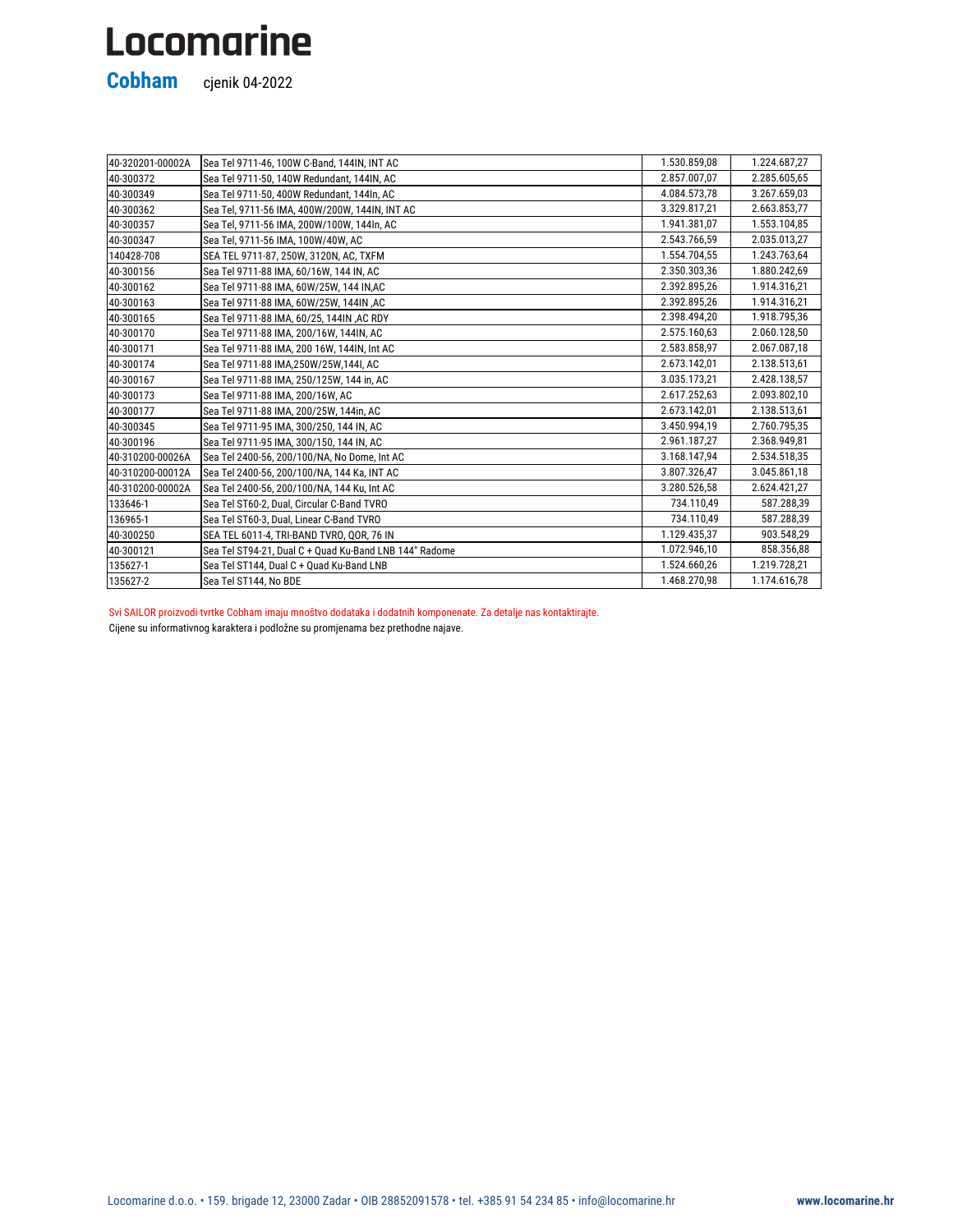# Locomarine

## Cobham

cjenik 04-2022

| | | | |
|---|---|---|---|
| 40-320201-00002A | Sea Tel 9711-46, 100W C-Band, 144IN, INT AC | 1.530.859,08 | 1.224.687,27 |
| 40-300372 | Sea Tel 9711-50, 140W Redundant, 144IN, AC | 2.857.007,07 | 2.285.605,65 |
| 40-300349 | Sea Tel 9711-50, 400W Redundant, 144In, AC | 4.084.573,78 | 3.267.659,03 |
| 40-300362 | Sea Tel, 9711-56 IMA, 400W/200W, 144IN, INT AC | 3.329.817,21 | 2.663.853,77 |
| 40-300357 | Sea Tel, 9711-56 IMA, 200W/100W, 144In, AC | 1.941.381,07 | 1.553.104,85 |
| 40-300347 | Sea Tel, 9711-56 IMA, 100W/40W, AC | 2.543.766,59 | 2.035.013,27 |
| 140428-708 | SEA TEL 9711-87, 250W, 3120N, AC, TXFM | 1.554.704,55 | 1.243.763,64 |
| 40-300156 | Sea Tel 9711-88 IMA, 60/16W, 144 IN, AC | 2.350.303,36 | 1.880.242,69 |
| 40-300162 | Sea Tel 9711-88 IMA, 60W/25W, 144 IN,AC | 2.392.895,26 | 1.914.316,21 |
| 40-300163 | Sea Tel 9711-88 IMA, 60W/25W, 144IN ,AC | 2.392.895,26 | 1.914.316,21 |
| 40-300165 | Sea Tel 9711-88 IMA, 60/25, 144IN ,AC RDY | 2.398.494,20 | 1.918.795,36 |
| 40-300170 | Sea Tel 9711-88 IMA, 200/16W, 144IN, AC | 2.575.160,63 | 2.060.128,50 |
| 40-300171 | Sea Tel 9711-88 IMA, 200 16W, 144IN, Int AC | 2.583.858,97 | 2.067.087,18 |
| 40-300174 | Sea Tel 9711-88 IMA,250W/25W,144I, AC | 2.673.142,01 | 2.138.513,61 |
| 40-300167 | Sea Tel 9711-88 IMA, 250/125W, 144 in, AC | 3.035.173,21 | 2.428.138,57 |
| 40-300173 | Sea Tel 9711-88 IMA, 200/16W, AC | 2.617.252,63 | 2.093.802,10 |
| 40-300177 | Sea Tel 9711-88 IMA, 200/25W, 144in, AC | 2.673.142,01 | 2.138.513,61 |
| 40-300345 | Sea Tel 9711-95 IMA, 300/250, 144 IN, AC | 3.450.994,19 | 2.760.795,35 |
| 40-300196 | Sea Tel 9711-95 IMA, 300/150, 144 IN, AC | 2.961.187,27 | 2.368.949,81 |
| 40-310200-00026A | Sea Tel 2400-56, 200/100/NA, No Dome, Int AC | 3.168.147,94 | 2.534.518,35 |
| 40-310200-00012A | Sea Tel 2400-56, 200/100/NA, 144 Ka, INT AC | 3.807.326,47 | 3.045.861,18 |
| 40-310200-00002A | Sea Tel 2400-56, 200/100/NA, 144 Ku, Int AC | 3.280.526,58 | 2.624.421,27 |
| 133646-1 | Sea Tel ST60-2, Dual, Circular C-Band TVRO | 734.110,49 | 587.288,39 |
| 136965-1 | Sea Tel ST60-3, Dual, Linear C-Band TVRO | 734.110,49 | 587.288,39 |
| 40-300250 | SEA TEL 6011-4, TRI-BAND TVRO, QOR, 76 IN | 1.129.435,37 | 903.548,29 |
| 40-300121 | Sea Tel ST94-21, Dual C + Quad Ku-Band LNB 144" Radome | 1.072.946,10 | 858.356,88 |
| 135627-1 | Sea Tel ST144, Dual C + Quad Ku-Band LNB | 1.524.660,26 | 1.219.728,21 |
| 135627-2 | Sea Tel ST144, No BDE | 1.468.270,98 | 1.174.616,78 |

Svi SAILOR proizvodi tvrtke Cobham imaju mnoštvo dodataka i dodatnih komponenata. Za detalje nas kontaktirajte.

Cijene su informativnog karaktera i podložne su promjenama bez prethodne najave.

Locomarine d.o.o. • 159. brigade 12, 23000 Zadar • OIB 28852091578 • tel. +385 91 54 234 85 • info@locomarine.hr **www.locomarine.hr**